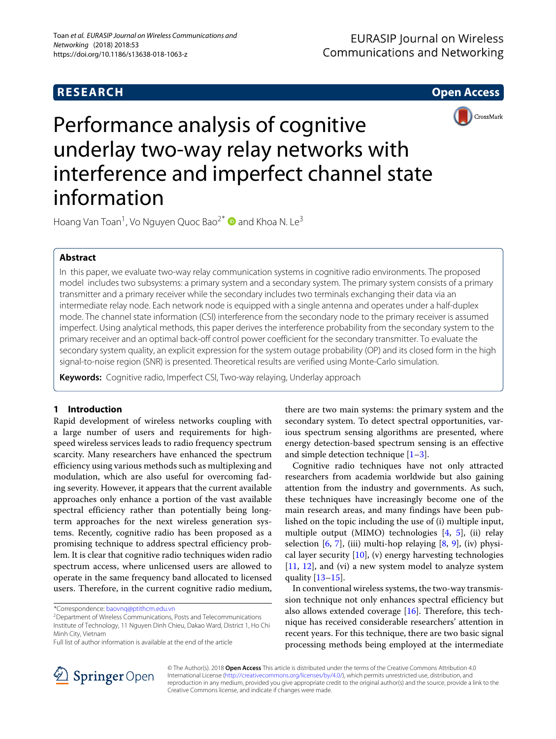**RESEARCH** **Open Access**

# Performance analysis of cognitive underlay two-way relay networks with interference and imperfect channel state information

Hoang Van Toan[1], Vo Nguyen Quoc Bao[2*] and Khoa N. Le[3]

## Abstract

In this paper, we evaluate two-way relay communication systems in cognitive radio environments. The proposed model includes two subsystems: a primary system and a secondary system. The primary system consists of a primary transmitter and a primary receiver while the secondary includes two terminals exchanging their data via an intermediate relay node. Each network node is equipped with a single antenna and operates under a half-duplex mode. The channel state information (CSI) interference from the secondary node to the primary receiver is assumed imperfect. Using analytical methods, this paper derives the interference probability from the secondary system to the primary receiver and an optimal back-off control power coefficient for the secondary transmitter. To evaluate the secondary system quality, an explicit expression for the system outage probability (OP) and its closed form in the high signal-to-noise region (SNR) is presented. Theoretical results are verified using Monte-Carlo simulation.

**Keywords:** Cognitive radio, Imperfect CSI, Two-way relaying, Underlay approach

## 1 Introduction

Rapid development of wireless networks coupling with a large number of users and requirements for high-speed wireless services leads to radio frequency spectrum scarcity. Many researchers have enhanced the spectrum efficiency using various methods such as multiplexing and modulation, which are also useful for overcoming fading severity. However, it appears that the current available approaches only enhance a portion of the vast available spectral efficiency rather than potentially being long-term approaches for the next wireless generation systems. Recently, cognitive radio has been proposed as a promising technique to address spectral efficiency problem. It is clear that cognitive radio techniques widen radio spectrum access, where unlicensed users are allowed to operate in the same frequency band allocated to licensed users. Therefore, in the current cognitive radio medium, there are two main systems: the primary system and the secondary system. To detect spectral opportunities, various spectrum sensing algorithms are presented, where energy detection-based spectrum sensing is an effective and simple detection technique [1–3].

Cognitive radio techniques have not only attracted researchers from academia worldwide but also gaining attention from the industry and governments. As such, these techniques have increasingly become one of the main research areas, and many findings have been published on the topic including the use of (i) multiple input, multiple output (MIMO) technologies [4, 5], (ii) relay selection [6, 7], (iii) multi-hop relaying [8, 9], (iv) physical layer security [10], (v) energy harvesting technologies [11, 12], and (vi) a new system model to analyze system quality [13–15].

In conventional wireless systems, the two-way transmission technique not only enhances spectral efficiency but also allows extended coverage [16]. Therefore, this technique has received considerable researchers' attention in recent years. For this technique, there are two basic signal processing methods being employed at the intermediate

*Correspondence: baovnq@ptithcm.edu.vn
[2]Department of Wireless Communications, Posts and Telecommunications Institute of Technology, 11 Nguyen Dinh Chieu, Dakao Ward, District 1, Ho Chi Minh City, Vietnam
Full list of author information is available at the end of the article

© The Author(s). 2018 **Open Access** This article is distributed under the terms of the Creative Commons Attribution 4.0 International License (http://creativecommons.org/licenses/by/4.0/), which permits unrestricted use, distribution, and reproduction in any medium, provided you give appropriate credit to the original author(s) and the source, provide a link to the Creative Commons license, and indicate if changes were made.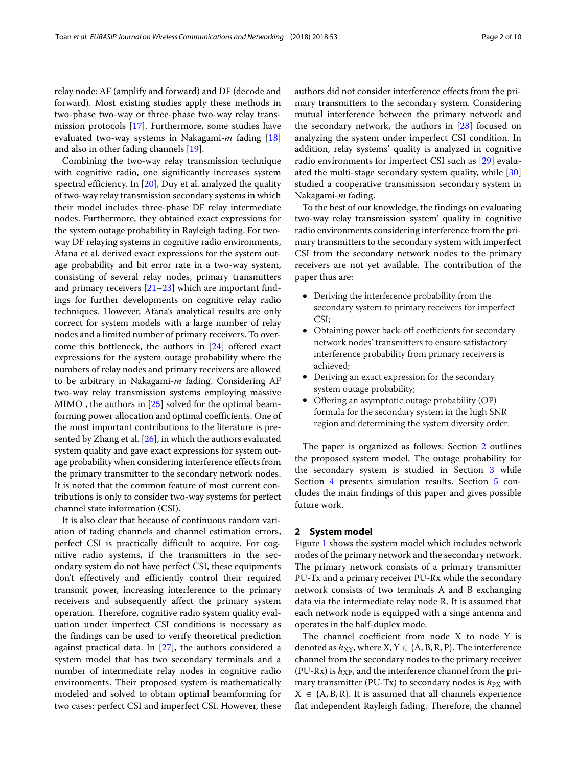relay node: AF (amplify and forward) and DF (decode and forward). Most existing studies apply these methods in two-phase two-way or three-phase two-way relay transmission protocols [17]. Furthermore, some studies have evaluated two-way systems in Nakagami-*m* fading [18] and also in other fading channels [19].

Combining the two-way relay transmission technique with cognitive radio, one significantly increases system spectral efficiency. In [20], Duy et al. analyzed the quality of two-way relay transmission secondary systems in which their model includes three-phase DF relay intermediate nodes. Furthermore, they obtained exact expressions for the system outage probability in Rayleigh fading. For two-way DF relaying systems in cognitive radio environments, Afana et al. derived exact expressions for the system outage probability and bit error rate in a two-way system, consisting of several relay nodes, primary transmitters and primary receivers [21–23] which are important findings for further developments on cognitive relay radio techniques. However, Afana's analytical results are only correct for system models with a large number of relay nodes and a limited number of primary receivers. To overcome this bottleneck, the authors in [24] offered exact expressions for the system outage probability where the numbers of relay nodes and primary receivers are allowed to be arbitrary in Nakagami-*m* fading. Considering AF two-way relay transmission systems employing massive MIMO , the authors in [25] solved for the optimal beamforming power allocation and optimal coefficients. One of the most important contributions to the literature is presented by Zhang et al. [26], in which the authors evaluated system quality and gave exact expressions for system outage probability when considering interference effects from the primary transmitter to the secondary network nodes. It is noted that the common feature of most current contributions is only to consider two-way systems for perfect channel state information (CSI).

It is also clear that because of continuous random variation of fading channels and channel estimation errors, perfect CSI is practically difficult to acquire. For cognitive radio systems, if the transmitters in the secondary system do not have perfect CSI, these equipments don't effectively and efficiently control their required transmit power, increasing interference to the primary receivers and subsequently affect the primary system operation. Therefore, cognitive radio system quality evaluation under imperfect CSI conditions is necessary as the findings can be used to verify theoretical prediction against practical data. In [27], the authors considered a system model that has two secondary terminals and a number of intermediate relay nodes in cognitive radio environments. Their proposed system is mathematically modeled and solved to obtain optimal beamforming for two cases: perfect CSI and imperfect CSI. However, these authors did not consider interference effects from the primary transmitters to the secondary system. Considering mutual interference between the primary network and the secondary network, the authors in [28] focused on analyzing the system under imperfect CSI condition. In addition, relay systems' quality is analyzed in cognitive radio environments for imperfect CSI such as [29] evaluated the multi-stage secondary system quality, while [30] studied a cooperative transmission secondary system in Nakagami-*m* fading.

To the best of our knowledge, the findings on evaluating two-way relay transmission system' quality in cognitive radio environments considering interference from the primary transmitters to the secondary system with imperfect CSI from the secondary network nodes to the primary receivers are not yet available. The contribution of the paper thus are:

- Deriving the interference probability from the secondary system to primary receivers for imperfect CSI;
- Obtaining power back-off coefficients for secondary network nodes' transmitters to ensure satisfactory interference probability from primary receivers is achieved;
- Deriving an exact expression for the secondary system outage probability;
- Offering an asymptotic outage probability (OP) formula for the secondary system in the high SNR region and determining the system diversity order.

The paper is organized as follows: Section 2 outlines the proposed system model. The outage probability for the secondary system is studied in Section 3 while Section 4 presents simulation results. Section 5 concludes the main findings of this paper and gives possible future work.

## 2 System model

Figure 1 shows the system model which includes network nodes of the primary network and the secondary network. The primary network consists of a primary transmitter PU-Tx and a primary receiver PU-Rx while the secondary network consists of two terminals A and B exchanging data via the intermediate relay node R. It is assumed that each network node is equipped with a singe antenna and operates in the half-duplex mode.

The channel coefficient from node X to node Y is denoted as $h_{XY}$, where $X, Y \in \{A, B, R, P\}$. The interference channel from the secondary nodes to the primary receiver (PU-Rx) is $h_{XP}$, and the interference channel from the primary transmitter (PU-Tx) to secondary nodes is $h_{PX}$ with $X \in \{A, B, R\}$. It is assumed that all channels experience flat independent Rayleigh fading. Therefore, the channel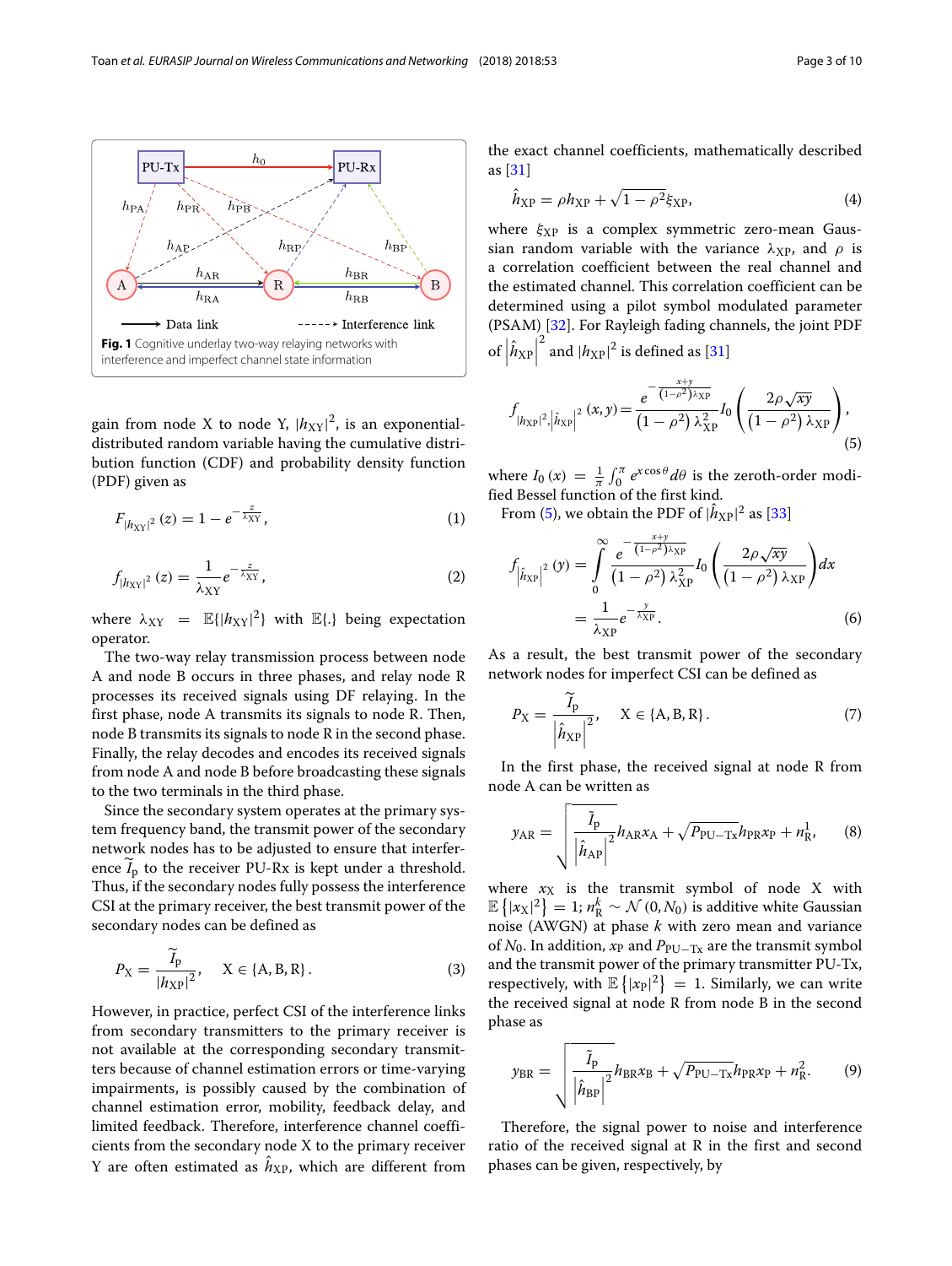Data link

Interference link

**Fig. 1** Cognitive underlay two-way relaying networks with interference and imperfect channel state information

gain from node X to node Y, $|h_{XY}|^2$, is an exponential-distributed random variable having the cumulative distribution function (CDF) and probability density function (PDF) given as

$$F_{|h_{XY}|^2}(z) = 1 - e^{-\frac{z}{\lambda_{XY}}}, \tag{1}$$

$$f_{|h_{XY}|^2}(z) = \frac{1}{\lambda_{XY}} e^{-\frac{z}{\lambda_{XY}}}, \tag{2}$$

where $\lambda_{XY} = \mathbb{E}\{|h_{XY}|^2\}$ with $\mathbb{E}\{.\}$ being expectation operator.

The two-way relay transmission process between node A and node B occurs in three phases, and relay node R processes its received signals using DF relaying. In the first phase, node A transmits its signals to node R. Then, node B transmits its signals to node R in the second phase. Finally, the relay decodes and encodes its received signals from node A and node B before broadcasting these signals to the two terminals in the third phase.

Since the secondary system operates at the primary system frequency band, the transmit power of the secondary network nodes has to be adjusted to ensure that interference $\widetilde{I}_p$ to the receiver PU-Rx is kept under a threshold. Thus, if the secondary nodes fully possess the interference CSI at the primary receiver, the best transmit power of the secondary nodes can be defined as

$$P_X = \frac{\widetilde{I}_p}{|h_{XP}|^2}, \quad X \in \{A, B, R\}. \tag{3}$$

However, in practice, perfect CSI of the interference links from secondary transmitters to the primary receiver is not available at the corresponding secondary transmitters because of channel estimation errors or time-varying impairments, is possibly caused by the combination of channel estimation error, mobility, feedback delay, and limited feedback. Therefore, interference channel coefficients from the secondary node X to the primary receiver Y are often estimated as $\hat{h}_{XP}$, which are different from the exact channel coefficients, mathematically described as [31]

$$\hat{h}_{XP} = \rho h_{XP} + \sqrt{1 - \rho^2}\xi_{XP}, \tag{4}$$

where $\xi_{XP}$ is a complex symmetric zero-mean Gaussian random variable with the variance $\lambda_{XP}$, and $\rho$ is a correlation coefficient between the real channel and the estimated channel. This correlation coefficient can be determined using a pilot symbol modulated parameter (PSAM) [32]. For Rayleigh fading channels, the joint PDF of $\left|\hat{h}_{XP}\right|^2$ and $|h_{XP}|^2$ is defined as [31]

$$f_{|h_{XP}|^2, \left|\hat{h}_{XP}\right|^2}(x, y) = \frac{e^{-\frac{x+y}{(1-\rho^2)\lambda_{XP}}}}{\left(1 - \rho^2\right)\lambda_{XP}^2} I_0\left(\frac{2\rho\sqrt{xy}}{\left(1 - \rho^2\right)\lambda_{XP}}\right), \tag{5}$$

where $I_0(x) = \frac{1}{\pi}\int_0^{\pi} e^{x\cos\theta} d\theta$ is the zeroth-order modified Bessel function of the first kind.

From (5), we obtain the PDF of $|\hat{h}_{XP}|^2$ as [33]

$$\begin{aligned} f_{\left|\hat{h}_{XP}\right|^2}(y) &= \int_0^{\infty} \frac{e^{-\frac{x+y}{(1-\rho^2)\lambda_{XP}}}}{\left(1 - \rho^2\right)\lambda_{XP}^2} I_0\left(\frac{2\rho\sqrt{xy}}{\left(1 - \rho^2\right)\lambda_{XP}}\right) dx \\ &= \frac{1}{\lambda_{XP}} e^{-\frac{y}{\lambda_{XP}}}. \end{aligned} \tag{6}$$

As a result, the best transmit power of the secondary network nodes for imperfect CSI can be defined as

$$P_X = \frac{\widetilde{I}_p}{\left|\hat{h}_{XP}\right|^2}, \quad X \in \{A, B, R\}. \tag{7}$$

In the first phase, the received signal at node R from node A can be written as

$$y_{AR} = \sqrt{\frac{\widetilde{I}_p}{\left|\hat{h}_{AP}\right|^2}} h_{AR} x_A + \sqrt{P_{PU-Tx}} h_{PR} x_P + n_R^1, \tag{8}$$

where $x_X$ is the transmit symbol of node X with $\mathbb{E}\left\{|x_X|^2\right\} = 1$; $n_R^k \sim \mathcal{N}(0, N_0)$ is additive white Gaussian noise (AWGN) at phase $k$ with zero mean and variance of $N_0$. In addition, $x_P$ and $P_{PU-Tx}$ are the transmit symbol and the transmit power of the primary transmitter PU-Tx, respectively, with $\mathbb{E}\left\{|x_P|^2\right\} = 1$. Similarly, we can write the received signal at node R from node B in the second phase as

$$y_{BR} = \sqrt{\frac{\widetilde{I}_p}{\left|\hat{h}_{BP}\right|^2}} h_{BR} x_B + \sqrt{P_{PU-Tx}} h_{PR} x_P + n_R^2. \tag{9}$$

Therefore, the signal power to noise and interference ratio of the received signal at R in the first and second phases can be given, respectively, by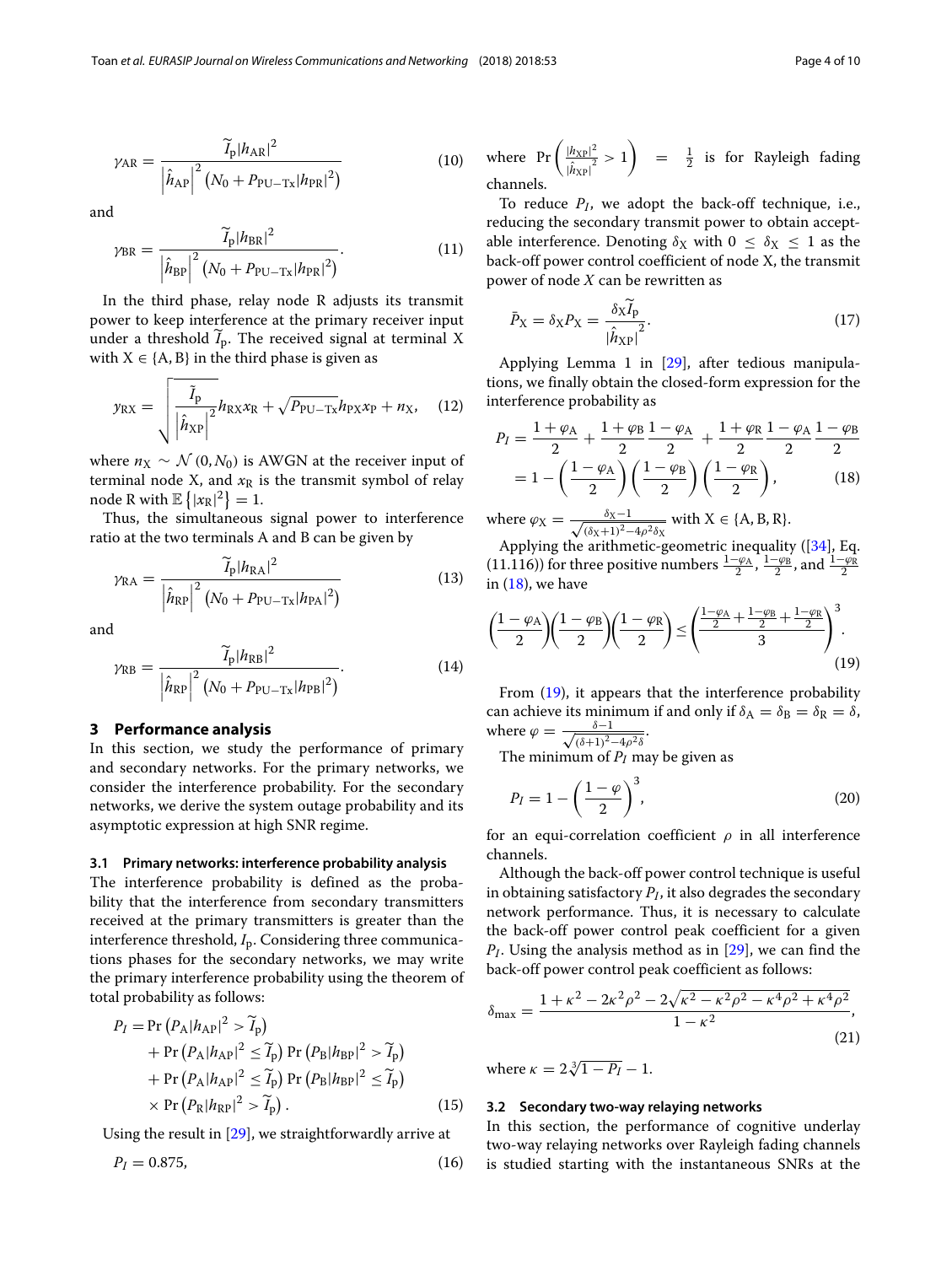$$\gamma_{\mathrm{AR}} = \frac{\widetilde{I}_{\mathrm{p}}|h_{\mathrm{AR}}|^2}{\left|\hat{h}_{\mathrm{AP}}\right|^2 \left(N_0 + P_{\mathrm{PU-Tx}}|h_{\mathrm{PR}}|^2\right)} \tag{10}$$

and

$$\gamma_{\mathrm{BR}} = \frac{\widetilde{I}_{\mathrm{p}}|h_{\mathrm{BR}}|^2}{\left|\hat{h}_{\mathrm{BP}}\right|^2 \left(N_0 + P_{\mathrm{PU-Tx}}|h_{\mathrm{PR}}|^2\right)}. \tag{11}$$

In the third phase, relay node R adjusts its transmit power to keep interference at the primary receiver input under a threshold $\widetilde{I}_{\mathrm{p}}$. The received signal at terminal X with $\mathrm{X} \in \{\mathrm{A}, \mathrm{B}\}$ in the third phase is given as

$$y_{\mathrm{RX}} = \sqrt{\frac{\widetilde{I}_{\mathrm{p}}}{\left|\hat{h}_{\mathrm{XP}}\right|^2}} h_{\mathrm{RX}} x_{\mathrm{R}} + \sqrt{P_{\mathrm{PU-Tx}}} h_{\mathrm{PX}} x_{\mathrm{P}} + n_{\mathrm{X}}, \tag{12}$$

where $n_{\mathrm{X}} \sim \mathcal{N}(0, N_0)$ is AWGN at the receiver input of terminal node X, and $x_{\mathrm{R}}$ is the transmit symbol of relay node R with $\mathbb{E}\left\{|x_{\mathrm{R}}|^2\right\} = 1$.

Thus, the simultaneous signal power to interference ratio at the two terminals A and B can be given by

$$\gamma_{\mathrm{RA}} = \frac{\widetilde{I}_{\mathrm{p}}|h_{\mathrm{RA}}|^2}{\left|\hat{h}_{\mathrm{RP}}\right|^2 \left(N_0 + P_{\mathrm{PU-Tx}}|h_{\mathrm{PA}}|^2\right)} \tag{13}$$

and

$$\gamma_{\mathrm{RB}} = \frac{\widetilde{I}_{\mathrm{p}}|h_{\mathrm{RB}}|^2}{\left|\hat{h}_{\mathrm{RP}}\right|^2 \left(N_0 + P_{\mathrm{PU-Tx}}|h_{\mathrm{PB}}|^2\right)}. \tag{14}$$

## 3 Performance analysis

In this section, we study the performance of primary and secondary networks. For the primary networks, we consider the interference probability. For the secondary networks, we derive the system outage probability and its asymptotic expression at high SNR regime.

### 3.1 Primary networks: interference probability analysis

The interference probability is defined as the probability that the interference from secondary transmitters received at the primary transmitters is greater than the interference threshold, $I_{\mathrm{p}}$. Considering three communications phases for the secondary networks, we may write the primary interference probability using the theorem of total probability as follows:

$$\begin{aligned} P_I = & \Pr\left(P_{\mathrm{A}}|h_{\mathrm{AP}}|^2 > \widetilde{I}_{\mathrm{p}}\right) \\ & + \Pr\left(P_{\mathrm{A}}|h_{\mathrm{AP}}|^2 \leq \widetilde{I}_{\mathrm{p}}\right) \Pr\left(P_{\mathrm{B}}|h_{\mathrm{BP}}|^2 > \widetilde{I}_{\mathrm{p}}\right) \\ & + \Pr\left(P_{\mathrm{A}}|h_{\mathrm{AP}}|^2 \leq \widetilde{I}_{\mathrm{p}}\right) \Pr\left(P_{\mathrm{B}}|h_{\mathrm{BP}}|^2 \leq \widetilde{I}_{\mathrm{p}}\right) \\ & \times \Pr\left(P_{\mathrm{R}}|h_{\mathrm{RP}}|^2 > \widetilde{I}_{\mathrm{p}}\right). \end{aligned} \tag{15}$$

Using the result in [29], we straightforwardly arrive at

$$P_I = 0.875, \tag{16}$$

where $\Pr\left(\frac{|h_{\mathrm{XP}}|^2}{|\hat{h}_{\mathrm{XP}}|^2} > 1\right) = \frac{1}{2}$ is for Rayleigh fading channels.

To reduce $P_I$, we adopt the back-off technique, i.e., reducing the secondary transmit power to obtain acceptable interference. Denoting $\delta_{\mathrm{X}}$ with $0 \leq \delta_{\mathrm{X}} \leq 1$ as the back-off power control coefficient of node X, the transmit power of node $X$ can be rewritten as

$$\bar{P}_{\mathrm{X}} = \delta_{\mathrm{X}} P_{\mathrm{X}} = \frac{\delta_{\mathrm{X}} \widetilde{I}_{\mathrm{p}}}{|\hat{h}_{\mathrm{XP}}|^2}. \tag{17}$$

Applying Lemma 1 in [29], after tedious manipulations, we finally obtain the closed-form expression for the interference probability as

$$\begin{aligned} P_I &= \frac{1+\varphi_{\mathrm{A}}}{2} + \frac{1+\varphi_{\mathrm{B}}}{2}\frac{1-\varphi_{\mathrm{A}}}{2} + \frac{1+\varphi_{\mathrm{R}}}{2}\frac{1-\varphi_{\mathrm{A}}}{2}\frac{1-\varphi_{\mathrm{B}}}{2} \\ &= 1 - \left(\frac{1-\varphi_{\mathrm{A}}}{2}\right)\left(\frac{1-\varphi_{\mathrm{B}}}{2}\right)\left(\frac{1-\varphi_{\mathrm{R}}}{2}\right), \end{aligned} \tag{18}$$

where $\varphi_{\mathrm{X}} = \frac{\delta_{\mathrm{X}}-1}{\sqrt{(\delta_{\mathrm{X}}+1)^2 - 4\rho^2\delta_{\mathrm{X}}}}$ with $\mathrm{X} \in \{\mathrm{A}, \mathrm{B}, \mathrm{R}\}$.

Applying the arithmetic-geometric inequality ([34], Eq. (11.116)) for three positive numbers $\frac{1-\varphi_{\mathrm{A}}}{2}$, $\frac{1-\varphi_{\mathrm{B}}}{2}$, and $\frac{1-\varphi_{\mathrm{R}}}{2}$ in (18), we have

$$\left(\frac{1-\varphi_{\mathrm{A}}}{2}\right)\left(\frac{1-\varphi_{\mathrm{B}}}{2}\right)\left(\frac{1-\varphi_{\mathrm{R}}}{2}\right) \leq \left(\frac{\frac{1-\varphi_{\mathrm{A}}}{2} + \frac{1-\varphi_{\mathrm{B}}}{2} + \frac{1-\varphi_{\mathrm{R}}}{2}}{3}\right)^3. \tag{19}$$

From (19), it appears that the interference probability can achieve its minimum if and only if $\delta_{\mathrm{A}} = \delta_{\mathrm{B}} = \delta_{\mathrm{R}} = \delta$, where $\varphi = \frac{\delta-1}{\sqrt{(\delta+1)^2 - 4\rho^2\delta}}$.

The minimum of $P_I$ may be given as

$$P_I = 1 - \left(\frac{1-\varphi}{2}\right)^3, \tag{20}$$

for an equi-correlation coefficient $\rho$ in all interference channels.

Although the back-off power control technique is useful in obtaining satisfactory $P_I$, it also degrades the secondary network performance. Thus, it is necessary to calculate the back-off power control peak coefficient for a given $P_I$. Using the analysis method as in [29], we can find the back-off power control peak coefficient as follows:

$$\delta_{\max} = \frac{1 + \kappa^2 - 2\kappa^2\rho^2 - 2\sqrt{\kappa^2 - \kappa^2\rho^2 - \kappa^4\rho^2 + \kappa^4\rho^2}}{1 - \kappa^2}, \tag{21}$$

where $\kappa = 2\sqrt[3]{1 - P_I} - 1$.

### 3.2 Secondary two-way relaying networks

In this section, the performance of cognitive underlay two-way relaying networks over Rayleigh fading channels is studied starting with the instantaneous SNRs at the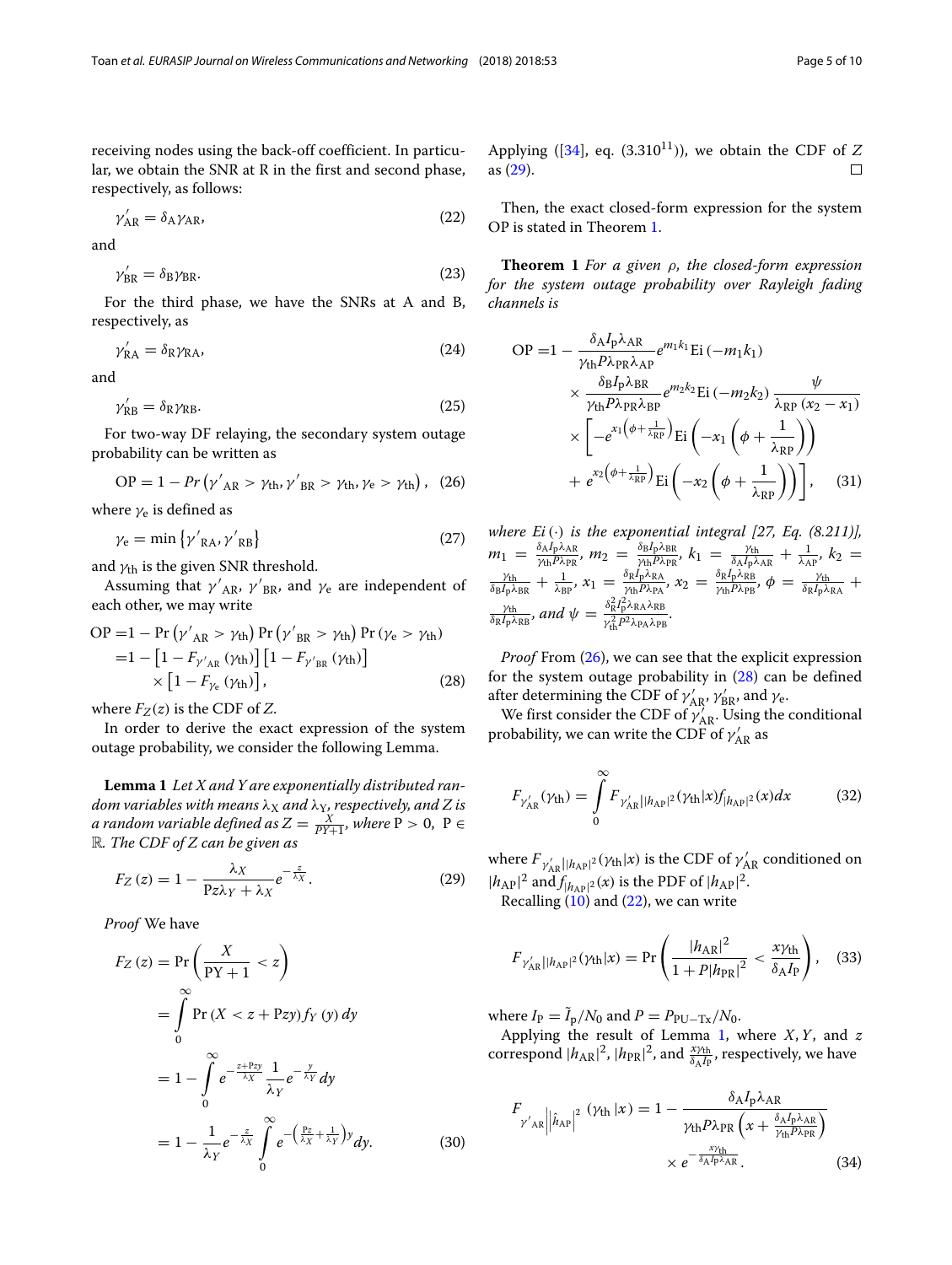receiving nodes using the back-off coefficient. In particular, we obtain the SNR at R in the first and second phase, respectively, as follows:

$$\gamma'_{\mathrm{AR}} = \delta_{\mathrm{A}}\gamma_{\mathrm{AR}}, \tag{22}$$

and

$$\gamma'_{\mathrm{BR}} = \delta_{\mathrm{B}}\gamma_{\mathrm{BR}}. \tag{23}$$

For the third phase, we have the SNRs at A and B, respectively, as

$$\gamma'_{\mathrm{RA}} = \delta_{\mathrm{R}}\gamma_{\mathrm{RA}}, \tag{24}$$

and

$$\gamma'_{\mathrm{RB}} = \delta_{\mathrm{R}}\gamma_{\mathrm{RB}}. \tag{25}$$

For two-way DF relaying, the secondary system outage probability can be written as

$$\mathrm{OP} = 1 - Pr\left(\gamma'_{\mathrm{AR}} > \gamma_{\mathrm{th}}, \gamma'_{\mathrm{BR}} > \gamma_{\mathrm{th}}, \gamma_{\mathrm{e}} > \gamma_{\mathrm{th}}\right), \tag{26}$$

where $\gamma_{\mathrm{e}}$ is defined as

$$\gamma_{\mathrm{e}} = \min\left\{\gamma'_{\mathrm{RA}}, \gamma'_{\mathrm{RB}}\right\} \tag{27}$$

and $\gamma_{\mathrm{th}}$ is the given SNR threshold.

Assuming that $\gamma'_{\mathrm{AR}}$, $\gamma'_{\mathrm{BR}}$, and $\gamma_{\mathrm{e}}$ are independent of each other, we may write

$$\begin{aligned}\mathrm{OP} =& 1 - \Pr\left(\gamma'_{\mathrm{AR}} > \gamma_{\mathrm{th}}\right)\Pr\left(\gamma'_{\mathrm{BR}} > \gamma_{\mathrm{th}}\right)\Pr\left(\gamma_{\mathrm{e}} > \gamma_{\mathrm{th}}\right) \\ =& 1 - \left[1 - F_{\gamma'_{\mathrm{AR}}}\left(\gamma_{\mathrm{th}}\right)\right]\left[1 - F_{\gamma'_{\mathrm{BR}}}\left(\gamma_{\mathrm{th}}\right)\right] \\ & \times \left[1 - F_{\gamma_{\mathrm{e}}}\left(\gamma_{\mathrm{th}}\right)\right],\end{aligned} \tag{28}$$

where $F_Z(z)$ is the CDF of $Z$.

In order to derive the exact expression of the system outage probability, we consider the following Lemma.

**Lemma 1** *Let X and Y are exponentially distributed random variables with means* $\lambda_{\mathrm{X}}$ *and* $\lambda_{\mathrm{Y}}$*, respectively, and Z is a random variable defined as* $Z = \frac{X}{PY+1}$*, where* $\mathrm{P} > 0,\ \mathrm{P} \in \mathbb{R}$*. The CDF of Z can be given as*

$$F_Z\left(z\right) = 1 - \frac{\lambda_X}{\mathrm{P}z\lambda_Y + \lambda_X}e^{-\frac{z}{\lambda_X}}. \tag{29}$$

*Proof* We have

$$\begin{aligned}F_Z\left(z\right) &= \Pr\left(\frac{X}{\mathrm{P}Y+1} < z\right) \\ &= \int_0^\infty \Pr\left(X < z + \mathrm{P}zy\right) f_Y\left(y\right)dy \\ &= 1 - \int_0^\infty e^{-\frac{z+\mathrm{P}zy}{\lambda_X}}\frac{1}{\lambda_Y}e^{-\frac{y}{\lambda_Y}}dy \\ &= 1 - \frac{1}{\lambda_Y}e^{-\frac{z}{\lambda_X}}\int_0^\infty e^{-\left(\frac{\mathrm{P}z}{\lambda_X}+\frac{1}{\lambda_Y}\right)y}dy.\end{aligned} \tag{30}$$

Applying ([34], eq. (3.310[11])), we obtain the CDF of $Z$ as (29). □

Then, the exact closed-form expression for the system OP is stated in Theorem 1.

**Theorem 1** *For a given* $\rho$*, the closed-form expression for the system outage probability over Rayleigh fading channels is*

$$\begin{aligned}\mathrm{OP} =& 1 - \frac{\delta_{\mathrm{A}}I_{\mathrm{p}}\lambda_{\mathrm{AR}}}{\gamma_{\mathrm{th}}P\lambda_{\mathrm{PR}}\lambda_{\mathrm{AP}}}e^{m_1k_1}\mathrm{Ei}\left(-m_1k_1\right) \\ & \times \frac{\delta_{\mathrm{B}}I_{\mathrm{p}}\lambda_{\mathrm{BR}}}{\gamma_{\mathrm{th}}P\lambda_{\mathrm{PR}}\lambda_{\mathrm{BP}}}e^{m_2k_2}\mathrm{Ei}\left(-m_2k_2\right)\frac{\psi}{\lambda_{\mathrm{RP}}\left(x_2 - x_1\right)} \\ & \times \left[-e^{x_1\left(\phi+\frac{1}{\lambda_{\mathrm{RP}}}\right)}\mathrm{Ei}\left(-x_1\left(\phi + \frac{1}{\lambda_{\mathrm{RP}}}\right)\right)\right. \\ & \left. + e^{x_2\left(\phi+\frac{1}{\lambda_{\mathrm{RP}}}\right)}\mathrm{Ei}\left(-x_2\left(\phi + \frac{1}{\lambda_{\mathrm{RP}}}\right)\right)\right],\end{aligned} \tag{31}$$

*where* $Ei\left(\cdot\right)$ *is the exponential integral [27, Eq. (8.211)],* $m_1 = \frac{\delta_{\mathrm{A}}I_{\mathrm{p}}\lambda_{\mathrm{AR}}}{\gamma_{\mathrm{th}}P\lambda_{\mathrm{PR}}}$*,* $m_2 = \frac{\delta_{\mathrm{B}}I_{\mathrm{p}}\lambda_{\mathrm{BR}}}{\gamma_{\mathrm{th}}P\lambda_{\mathrm{PR}}}$*,* $k_1 = \frac{\gamma_{\mathrm{th}}}{\delta_{\mathrm{A}}I_{\mathrm{p}}\lambda_{\mathrm{AR}}} + \frac{1}{\lambda_{\mathrm{AP}}}$*,* $k_2 = \frac{\gamma_{\mathrm{th}}}{\delta_{\mathrm{B}}I_{\mathrm{p}}\lambda_{\mathrm{BR}}} + \frac{1}{\lambda_{\mathrm{BP}}}$*,* $x_1 = \frac{\delta_{\mathrm{R}}I_{\mathrm{p}}\lambda_{\mathrm{RA}}}{\gamma_{\mathrm{th}}P\lambda_{\mathrm{PA}}}$*,* $x_2 = \frac{\delta_{\mathrm{R}}I_{\mathrm{p}}\lambda_{\mathrm{RB}}}{\gamma_{\mathrm{th}}P\lambda_{\mathrm{PB}}}$*,* $\phi = \frac{\gamma_{\mathrm{th}}}{\delta_{\mathrm{R}}I_{\mathrm{p}}\lambda_{\mathrm{RA}}} + \frac{\gamma_{\mathrm{th}}}{\delta_{\mathrm{R}}I_{\mathrm{p}}\lambda_{\mathrm{RB}}}$*, and* $\psi = \frac{\delta_{\mathrm{R}}^2I_{\mathrm{p}}^2\lambda_{\mathrm{RA}}\lambda_{\mathrm{RB}}}{\gamma_{\mathrm{th}}^2P^2\lambda_{\mathrm{PA}}\lambda_{\mathrm{PB}}}$*.*

*Proof* From (26), we can see that the explicit expression for the system outage probability in (28) can be defined after determining the CDF of $\gamma'_{\mathrm{AR}}$, $\gamma'_{\mathrm{BR}}$, and $\gamma_{\mathrm{e}}$.

We first consider the CDF of $\gamma'_{\mathrm{AR}}$. Using the conditional probability, we can write the CDF of $\gamma'_{\mathrm{AR}}$ as

$$F_{\gamma'_{\mathrm{AR}}}(\gamma_{\mathrm{th}}) = \int_0^\infty F_{\gamma'_{\mathrm{AR}}||h_{\mathrm{AP}}|^2}(\gamma_{\mathrm{th}}|x)f_{|h_{\mathrm{AP}}|^2}(x)dx \tag{32}$$

where $F_{\gamma'_{\mathrm{AR}}||h_{\mathrm{AP}}|^2}(\gamma_{\mathrm{th}}|x)$ is the CDF of $\gamma'_{\mathrm{AR}}$ conditioned on $|h_{\mathrm{AP}}|^2$ and $f_{|h_{\mathrm{AP}}|^2}(x)$ is the PDF of $|h_{\mathrm{AP}}|^2$.

Recalling (10) and (22), we can write

$$F_{\gamma'_{\mathrm{AR}}||h_{\mathrm{AP}}|^2}(\gamma_{\mathrm{th}}|x) = \Pr\left(\frac{|h_{\mathrm{AR}}|^2}{1 + P|h_{\mathrm{PR}}|^2} < \frac{x\gamma_{\mathrm{th}}}{\delta_{\mathrm{A}}I_{\mathrm{P}}}\right), \tag{33}$$

where $I_{\mathrm{P}} = \tilde{I}_{\mathrm{p}}/N_0$ and $P = P_{\mathrm{PU-Tx}}/N_0$.

Applying the result of Lemma 1, where $X, Y$, and $z$ correspond $|h_{\mathrm{AR}}|^2$, $|h_{\mathrm{PR}}|^2$, and $\frac{x\gamma_{\mathrm{th}}}{\delta_{\mathrm{A}}I_{\mathrm{P}}}$, respectively, we have

$$F_{\gamma'_{\mathrm{AR}}\left||\hat{h}_{\mathrm{AP}}\right|^2}\left(\gamma_{\mathrm{th}}\left|x\right.\right) = 1 - \frac{\delta_{\mathrm{A}}I_{\mathrm{p}}\lambda_{\mathrm{AR}}}{\gamma_{\mathrm{th}}P\lambda_{\mathrm{PR}}\left(x + \frac{\delta_{\mathrm{A}}I_{\mathrm{p}}\lambda_{\mathrm{AR}}}{\gamma_{\mathrm{th}}P\lambda_{\mathrm{PR}}}\right)} \times e^{-\frac{x\gamma_{\mathrm{th}}}{\delta_{\mathrm{A}}I_{\mathrm{P}}\lambda_{\mathrm{AR}}}}. \tag{34}$$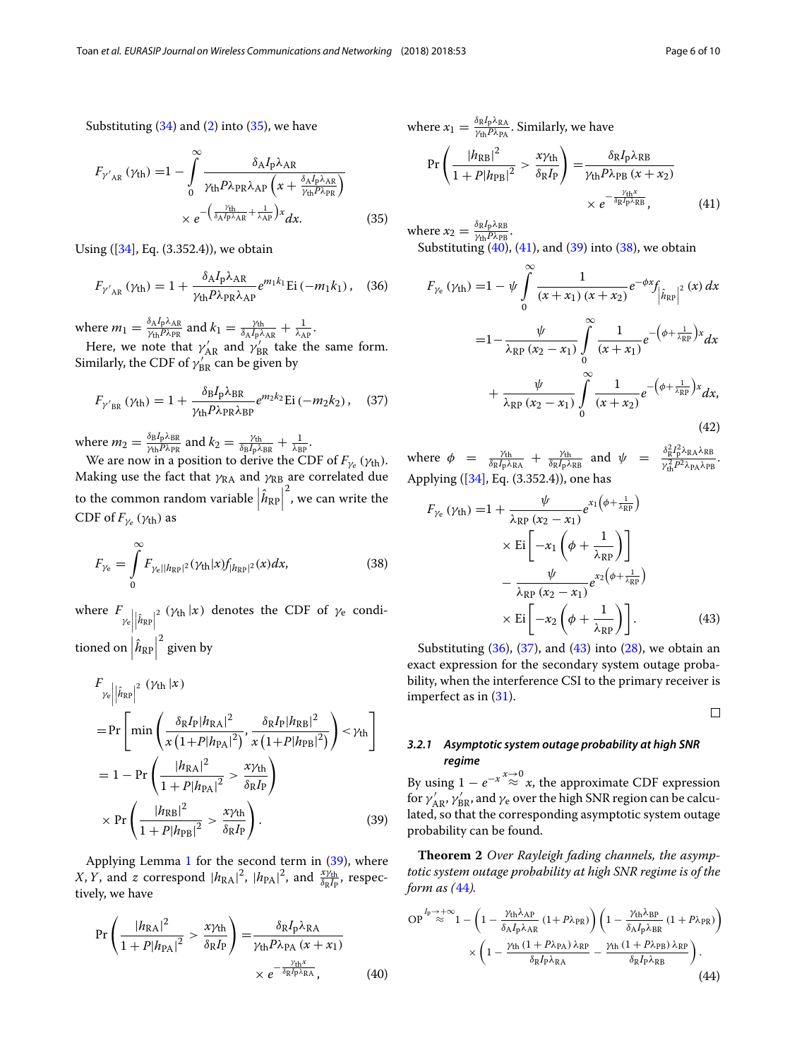Substituting (34) and (2) into (35), we have

$$F_{\gamma'_{\mathrm{AR}}}(\gamma_{\mathrm{th}}) = 1 - \int_0^\infty \frac{\delta_{\mathrm{A}} I_{\mathrm{P}} \lambda_{\mathrm{AR}}}{\gamma_{\mathrm{th}} P \lambda_{\mathrm{PR}} \lambda_{\mathrm{AP}} \left(x + \frac{\delta_{\mathrm{A}} I_{\mathrm{P}} \lambda_{\mathrm{AR}}}{\gamma_{\mathrm{th}} P \lambda_{\mathrm{PR}}}\right)} \times e^{-\left(\frac{\gamma_{\mathrm{th}}}{\delta_{\mathrm{A}} I_{\mathrm{P}} \lambda_{\mathrm{AR}}} + \frac{1}{\lambda_{\mathrm{AP}}}\right)x} dx. \tag{35}$$

Using ([34], Eq. (3.352.4)), we obtain

$$F_{\gamma'_{\mathrm{AR}}}(\gamma_{\mathrm{th}}) = 1 + \frac{\delta_{\mathrm{A}} I_{\mathrm{P}} \lambda_{\mathrm{AR}}}{\gamma_{\mathrm{th}} P \lambda_{\mathrm{PR}} \lambda_{\mathrm{AP}}} e^{m_1 k_1} \mathrm{Ei}(-m_1 k_1), \tag{36}$$

where $m_1 = \frac{\delta_{\mathrm{A}} I_{\mathrm{P}} \lambda_{\mathrm{AR}}}{\gamma_{\mathrm{th}} P \lambda_{\mathrm{PR}}}$ and $k_1 = \frac{\gamma_{\mathrm{th}}}{\delta_{\mathrm{A}} I_{\mathrm{P}} \lambda_{\mathrm{AR}}} + \frac{1}{\lambda_{\mathrm{AP}}}$.

Here, we note that $\gamma'_{\mathrm{AR}}$ and $\gamma'_{\mathrm{BR}}$ take the same form. Similarly, the CDF of $\gamma'_{\mathrm{BR}}$ can be given by

$$F_{\gamma'_{\mathrm{BR}}}(\gamma_{\mathrm{th}}) = 1 + \frac{\delta_{\mathrm{B}} I_{\mathrm{P}} \lambda_{\mathrm{BR}}}{\gamma_{\mathrm{th}} P \lambda_{\mathrm{PR}} \lambda_{\mathrm{BP}}} e^{m_2 k_2} \mathrm{Ei}(-m_2 k_2), \tag{37}$$

where $m_2 = \frac{\delta_{\mathrm{B}} I_{\mathrm{P}} \lambda_{\mathrm{BR}}}{\gamma_{\mathrm{th}} P \lambda_{\mathrm{PR}}}$ and $k_2 = \frac{\gamma_{\mathrm{th}}}{\delta_{\mathrm{B}} I_{\mathrm{P}} \lambda_{\mathrm{BR}}} + \frac{1}{\lambda_{\mathrm{BP}}}$.

We are now in a position to derive the CDF of $F_{\gamma_e}(\gamma_{\mathrm{th}})$. Making use the fact that $\gamma_{\mathrm{RA}}$ and $\gamma_{\mathrm{RB}}$ are correlated due to the common random variable $\left|\hat{h}_{\mathrm{RP}}\right|^2$, we can write the CDF of $F_{\gamma_e}(\gamma_{\mathrm{th}})$ as

$$F_{\gamma_e} = \int_0^\infty F_{\gamma_e \| h_{\mathrm{RP}}|^2}(\gamma_{\mathrm{th}}|x) f_{|h_{\mathrm{RP}}|^2}(x) dx, \tag{38}$$

where $F_{\gamma_e \left| \left|\hat{h}_{\mathrm{RP}}\right|^2\right.}(\gamma_{\mathrm{th}}|x)$ denotes the CDF of $\gamma_e$ conditioned on $\left|\hat{h}_{\mathrm{RP}}\right|^2$ given by

$$\begin{aligned}
&F_{\gamma_e \left| \left|\hat{h}_{\mathrm{RP}}\right|^2\right.}(\gamma_{\mathrm{th}}|x) \\
&= \Pr\left[\min\left(\frac{\delta_{\mathrm{R}} I_{\mathrm{P}} |h_{\mathrm{RA}}|^2}{x\left(1+P|h_{\mathrm{PA}}|^2\right)}, \frac{\delta_{\mathrm{R}} I_{\mathrm{P}} |h_{\mathrm{RB}}|^2}{x\left(1+P|h_{\mathrm{PB}}|^2\right)}\right) < \gamma_{\mathrm{th}}\right] \\
&= 1 - \Pr\left(\frac{|h_{\mathrm{RA}}|^2}{1+P|h_{\mathrm{PA}}|^2} > \frac{x\gamma_{\mathrm{th}}}{\delta_{\mathrm{R}} I_{\mathrm{P}}}\right) \\
&\quad \times \Pr\left(\frac{|h_{\mathrm{RB}}|^2}{1+P|h_{\mathrm{PB}}|^2} > \frac{x\gamma_{\mathrm{th}}}{\delta_{\mathrm{R}} I_{\mathrm{P}}}\right).
\end{aligned} \tag{39}$$

Applying Lemma 1 for the second term in (39), where $X, Y$, and $z$ correspond $|h_{\mathrm{RA}}|^2$, $|h_{\mathrm{PA}}|^2$, and $\frac{x\gamma_{\mathrm{th}}}{\delta_{\mathrm{R}} I_{\mathrm{P}}}$, respectively, we have

$$\Pr\left(\frac{|h_{\mathrm{RA}}|^2}{1+P|h_{\mathrm{PA}}|^2} > \frac{x\gamma_{\mathrm{th}}}{\delta_{\mathrm{R}} I_{\mathrm{P}}}\right) = \frac{\delta_{\mathrm{R}} I_{\mathrm{P}} \lambda_{\mathrm{RA}}}{\gamma_{\mathrm{th}} P \lambda_{\mathrm{PA}} (x + x_1)} \times e^{-\frac{\gamma_{\mathrm{th}} x}{\delta_{\mathrm{R}} I_{\mathrm{P}} \lambda_{\mathrm{RA}}}}, \tag{40}$$

where $x_1 = \frac{\delta_{\mathrm{R}} I_{\mathrm{P}} \lambda_{\mathrm{RA}}}{\gamma_{\mathrm{th}} P \lambda_{\mathrm{PA}}}$. Similarly, we have

$$\Pr\left(\frac{|h_{\mathrm{RB}}|^2}{1+P|h_{\mathrm{PB}}|^2} > \frac{x\gamma_{\mathrm{th}}}{\delta_{\mathrm{R}} I_{\mathrm{P}}}\right) = \frac{\delta_{\mathrm{R}} I_{\mathrm{P}} \lambda_{\mathrm{RB}}}{\gamma_{\mathrm{th}} P \lambda_{\mathrm{PB}} (x + x_2)} \times e^{-\frac{\gamma_{\mathrm{th}} x}{\delta_{\mathrm{R}} I_{\mathrm{P}} \lambda_{\mathrm{RB}}}}, \tag{41}$$

where $x_2 = \frac{\delta_{\mathrm{R}} I_{\mathrm{P}} \lambda_{\mathrm{RB}}}{\gamma_{\mathrm{th}} P \lambda_{\mathrm{PB}}}$.

Substituting (40), (41), and (39) into (38), we obtain

$$\begin{aligned}
F_{\gamma_e}(\gamma_{\mathrm{th}}) &= 1 - \psi \int_0^\infty \frac{1}{(x+x_1)(x+x_2)} e^{-\phi x} f_{\left|\hat{h}_{\mathrm{RP}}\right|^2}(x) dx \\
&= 1 - \frac{\psi}{\lambda_{\mathrm{RP}}(x_2 - x_1)} \int_0^\infty \frac{1}{(x+x_1)} e^{-\left(\phi + \frac{1}{\lambda_{\mathrm{RP}}}\right)x} dx \\
&\quad + \frac{\psi}{\lambda_{\mathrm{RP}}(x_2 - x_1)} \int_0^\infty \frac{1}{(x+x_2)} e^{-\left(\phi + \frac{1}{\lambda_{\mathrm{RP}}}\right)x} dx,
\end{aligned} \tag{42}$$

where $\phi = \frac{\gamma_{\mathrm{th}}}{\delta_{\mathrm{R}} I_{\mathrm{P}} \lambda_{\mathrm{RA}}} + \frac{\gamma_{\mathrm{th}}}{\delta_{\mathrm{R}} I_{\mathrm{P}} \lambda_{\mathrm{RB}}}$ and $\psi = \frac{\delta_{\mathrm{R}}^2 I_{\mathrm{P}}^2 \lambda_{\mathrm{RA}} \lambda_{\mathrm{RB}}}{\gamma_{\mathrm{th}}^2 P^2 \lambda_{\mathrm{PA}} \lambda_{\mathrm{PB}}}$.

Applying ([34], Eq. (3.352.4)), one has

$$\begin{aligned}
F_{\gamma_e}(\gamma_{\mathrm{th}}) &= 1 + \frac{\psi}{\lambda_{\mathrm{RP}}(x_2 - x_1)} e^{x_1\left(\phi + \frac{1}{\lambda_{\mathrm{RP}}}\right)} \\
&\quad \times \mathrm{Ei}\left[-x_1\left(\phi + \frac{1}{\lambda_{\mathrm{RP}}}\right)\right] \\
&\quad - \frac{\psi}{\lambda_{\mathrm{RP}}(x_2 - x_1)} e^{x_2\left(\phi + \frac{1}{\lambda_{\mathrm{RP}}}\right)} \\
&\quad \times \mathrm{Ei}\left[-x_2\left(\phi + \frac{1}{\lambda_{\mathrm{RP}}}\right)\right].
\end{aligned} \tag{43}$$

Substituting (36), (37), and (43) into (28), we obtain an exact expression for the secondary system outage probability, when the interference CSI to the primary receiver is imperfect as in (31). □

#### 3.2.1 Asymptotic system outage probability at high SNR regime

By using $1 - e^{-x} \overset{x \to 0}{\approx} x$, the approximate CDF expression for $\gamma'_{\mathrm{AR}}$, $\gamma'_{\mathrm{BR}}$, and $\gamma_e$ over the high SNR region can be calculated, so that the corresponding asymptotic system outage probability can be found.

**Theorem 2** *Over Rayleigh fading channels, the asymptotic system outage probability at high SNR regime is of the form as (44).*

$$\begin{aligned}
\mathrm{OP} \overset{I_{\mathrm{P}} \to +\infty}{\approx} 1 &- \left(1 - \frac{\gamma_{\mathrm{th}} \lambda_{\mathrm{AP}}}{\delta_{\mathrm{A}} I_{\mathrm{P}} \lambda_{\mathrm{AR}}}(1 + P\lambda_{\mathrm{PR}})\right)\left(1 - \frac{\gamma_{\mathrm{th}} \lambda_{\mathrm{BP}}}{\delta_{\mathrm{A}} I_{\mathrm{P}} \lambda_{\mathrm{BR}}}(1 + P\lambda_{\mathrm{PR}})\right) \\
&\times \left(1 - \frac{\gamma_{\mathrm{th}}(1 + P\lambda_{\mathrm{PA}})\lambda_{\mathrm{RP}}}{\delta_{\mathrm{R}} I_{\mathrm{P}} \lambda_{\mathrm{RA}}} - \frac{\gamma_{\mathrm{th}}(1 + P\lambda_{\mathrm{PB}})\lambda_{\mathrm{RP}}}{\delta_{\mathrm{R}} I_{\mathrm{P}} \lambda_{\mathrm{RB}}}\right).
\end{aligned} \tag{44}$$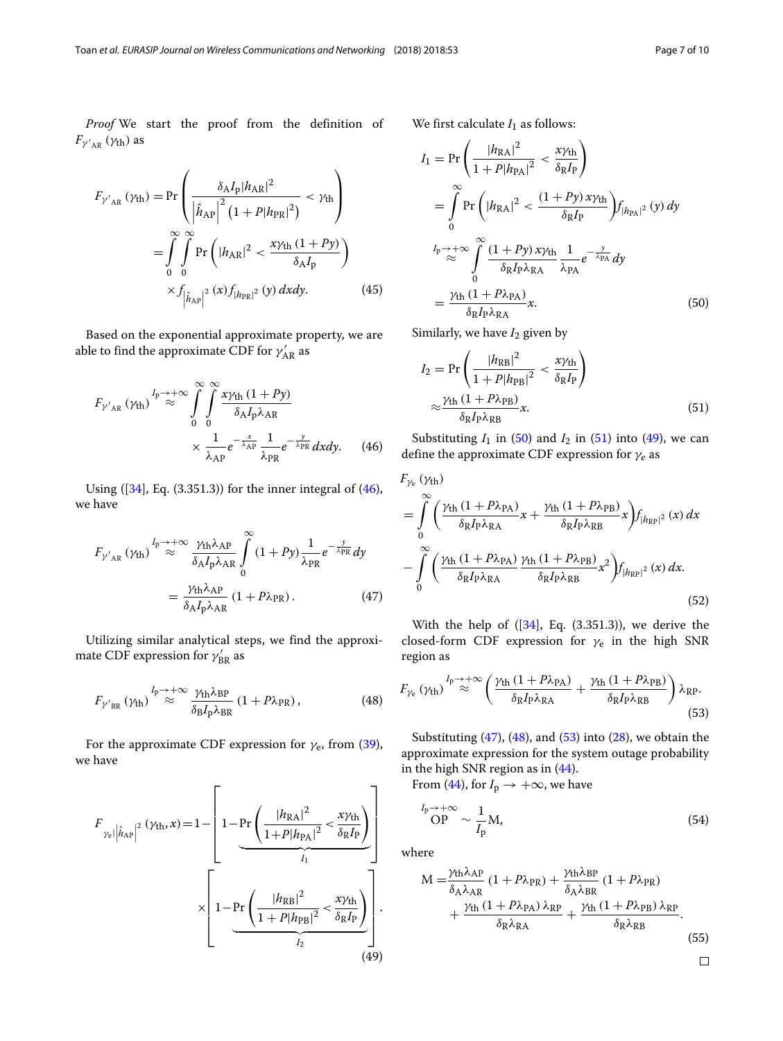*Proof* We start the proof from the definition of $F_{\gamma'_{\rm AR}}(\gamma_{\rm th})$ as

$$F_{\gamma'_{\rm AR}}(\gamma_{\rm th}) = \Pr\left(\frac{\delta_{\rm A} I_{\rm p} |h_{\rm AR}|^2}{\left|\hat{h}_{\rm AP}\right|^2 \left(1+P|h_{\rm PR}|^2\right)} < \gamma_{\rm th}\right) = \int_0^\infty \int_0^\infty \Pr\left(|h_{\rm AR}|^2 < \frac{x\gamma_{\rm th}(1+Py)}{\delta_{\rm A} I_{\rm p}}\right) \times f_{\left|\hat{h}_{\rm AP}\right|^2}(x) f_{|h_{\rm PR}|^2}(y)\, dx dy. \quad (45)$$

Based on the exponential approximate property, we are able to find the approximate CDF for $\gamma'_{\rm AR}$ as

$$F_{\gamma'_{\rm AR}}(\gamma_{\rm th}) \overset{I_{\rm p}\to+\infty}{\approx} \int_0^\infty \int_0^\infty \frac{x\gamma_{\rm th}(1+Py)}{\delta_{\rm A} I_{\rm p} \lambda_{\rm AR}} \times \frac{1}{\lambda_{\rm AP}} e^{-\frac{x}{\lambda_{\rm AP}}} \frac{1}{\lambda_{\rm PR}} e^{-\frac{y}{\lambda_{\rm PR}}} dx dy. \quad (46)$$

Using ([34], Eq. (3.351.3)) for the inner integral of (46), we have

$$F_{\gamma'_{\rm AR}}(\gamma_{\rm th}) \overset{I_{\rm p}\to+\infty}{\approx} \frac{\gamma_{\rm th}\lambda_{\rm AP}}{\delta_{\rm A} I_{\rm p} \lambda_{\rm AR}} \int_0^\infty (1+Py) \frac{1}{\lambda_{\rm PR}} e^{-\frac{y}{\lambda_{\rm PR}}} dy = \frac{\gamma_{\rm th}\lambda_{\rm AP}}{\delta_{\rm A} I_{\rm p} \lambda_{\rm AR}} (1+P\lambda_{\rm PR}). \quad (47)$$

Utilizing similar analytical steps, we find the approximate CDF expression for $\gamma'_{\rm BR}$ as

$$F_{\gamma'_{\rm BR}}(\gamma_{\rm th}) \overset{I_{\rm p}\to+\infty}{\approx} \frac{\gamma_{\rm th}\lambda_{\rm BP}}{\delta_{\rm B} I_{\rm p} \lambda_{\rm BR}} (1+P\lambda_{\rm PR}), \quad (48)$$

For the approximate CDF expression for $\gamma_e$, from (39), we have

$$F_{\gamma_e \left|\left|\hat{h}_{\rm AP}\right|^2\right.}(\gamma_{\rm th}, x) = 1 - \left[1 - \underbrace{\Pr\left(\frac{|h_{\rm RA}|^2}{1+P|h_{\rm PA}|^2} < \frac{x\gamma_{\rm th}}{\delta_{\rm R} I_{\rm P}}\right)}_{I_1}\right] \times \left[1 - \underbrace{\Pr\left(\frac{|h_{\rm RB}|^2}{1+P|h_{\rm PB}|^2} < \frac{x\gamma_{\rm th}}{\delta_{\rm R} I_{\rm P}}\right)}_{I_2}\right]. \quad (49)$$

We first calculate $I_1$ as follows:

$$I_1 = \Pr\left(\frac{|h_{\rm RA}|^2}{1+P|h_{\rm PA}|^2} < \frac{x\gamma_{\rm th}}{\delta_{\rm R} I_{\rm P}}\right) = \int_0^\infty \Pr\left(|h_{\rm RA}|^2 < \frac{(1+Py)x\gamma_{\rm th}}{\delta_{\rm R} I_{\rm P}}\right) f_{|h_{\rm PA}|^2}(y)\, dy \overset{I_{\rm p}\to+\infty}{\approx} \int_0^\infty \frac{(1+Py)x\gamma_{\rm th}}{\delta_{\rm R} I_{\rm P} \lambda_{\rm RA}} \frac{1}{\lambda_{\rm PA}} e^{-\frac{y}{\lambda_{\rm PA}}} dy = \frac{\gamma_{\rm th}(1+P\lambda_{\rm PA})}{\delta_{\rm R} I_{\rm P} \lambda_{\rm RA}} x. \quad (50)$$

Similarly, we have $I_2$ given by

$$I_2 = \Pr\left(\frac{|h_{\rm RB}|^2}{1+P|h_{\rm PB}|^2} < \frac{x\gamma_{\rm th}}{\delta_{\rm R} I_{\rm P}}\right) \approx \frac{\gamma_{\rm th}(1+P\lambda_{\rm PB})}{\delta_{\rm R} I_{\rm P} \lambda_{\rm RB}} x. \quad (51)$$

Substituting $I_1$ in (50) and $I_2$ in (51) into (49), we can define the approximate CDF expression for $\gamma_e$ as

$$F_{\gamma_e}(\gamma_{\rm th}) = \int_0^\infty \left(\frac{\gamma_{\rm th}(1+P\lambda_{\rm PA})}{\delta_{\rm R} I_{\rm P} \lambda_{\rm RA}} x + \frac{\gamma_{\rm th}(1+P\lambda_{\rm PB})}{\delta_{\rm R} I_{\rm P} \lambda_{\rm RB}} x\right) f_{|h_{\rm RP}|^2}(x)\, dx - \int_0^\infty \left(\frac{\gamma_{\rm th}(1+P\lambda_{\rm PA})}{\delta_{\rm R} I_{\rm P} \lambda_{\rm RA}} \frac{\gamma_{\rm th}(1+P\lambda_{\rm PB})}{\delta_{\rm R} I_{\rm P} \lambda_{\rm RB}} x^2\right) f_{|h_{\rm RP}|^2}(x)\, dx. \quad (52)$$

With the help of ([34], Eq. (3.351.3)), we derive the closed-form CDF expression for $\gamma_e$ in the high SNR region as

$$F_{\gamma_e}(\gamma_{\rm th}) \overset{I_{\rm p}\to+\infty}{\approx} \left(\frac{\gamma_{\rm th}(1+P\lambda_{\rm PA})}{\delta_{\rm R} I_{\rm P} \lambda_{\rm RA}} + \frac{\gamma_{\rm th}(1+P\lambda_{\rm PB})}{\delta_{\rm R} I_{\rm P} \lambda_{\rm RB}}\right) \lambda_{\rm RP}. \quad (53)$$

Substituting (47), (48), and (53) into (28), we obtain the approximate expression for the system outage probability in the high SNR region as in (44).

From (44), for $I_{\rm p} \to +\infty$, we have

$$\text{OP} \overset{I_{\rm p}\to+\infty}{\sim} \frac{1}{I_{\rm p}} \text{M}, \quad (54)$$

where

$$\text{M} = \frac{\gamma_{\rm th}\lambda_{\rm AP}}{\delta_{\rm A}\lambda_{\rm AR}}(1+P\lambda_{\rm PR}) + \frac{\gamma_{\rm th}\lambda_{\rm BP}}{\delta_{\rm A}\lambda_{\rm BR}}(1+P\lambda_{\rm PR}) + \frac{\gamma_{\rm th}(1+P\lambda_{\rm PA})\lambda_{\rm RP}}{\delta_{\rm R}\lambda_{\rm RA}} + \frac{\gamma_{\rm th}(1+P\lambda_{\rm PB})\lambda_{\rm RP}}{\delta_{\rm R}\lambda_{\rm RB}}. \quad (55)$$

□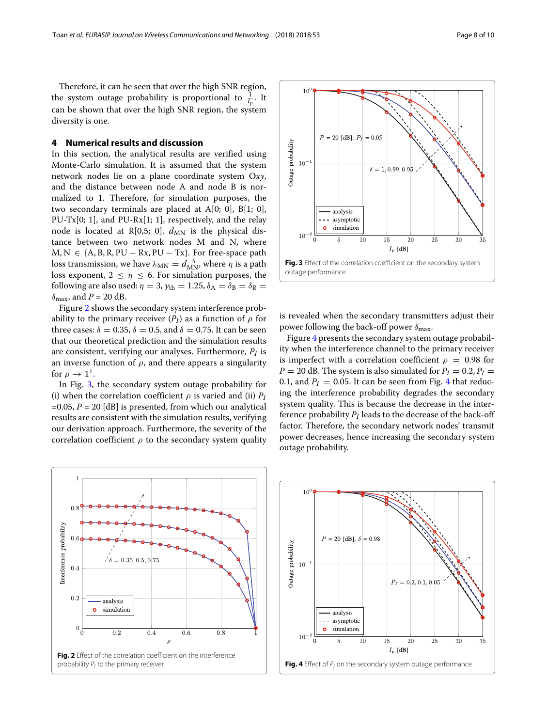Therefore, it can be seen that over the high SNR region, the system outage probability is proportional to $\frac{1}{I_p}$. It can be shown that over the high SNR region, the system diversity is one.

## 4 Numerical results and discussion

In this section, the analytical results are verified using Monte-Carlo simulation. It is assumed that the system network nodes lie on a plane coordinate system O*xy*, and the distance between node A and node B is normalized to 1. Therefore, for simulation purposes, the two secondary terminals are placed at A[0; 0], B[1; 0], PU-Tx[0; 1], and PU-Rx[1; 1], respectively, and the relay node is located at R[0,5; 0]. $d_{MN}$ is the physical distance between two network nodes M and N, where $M, N \in \{A, B, R, PU-Rx, PU-Tx\}$. For free-space path loss transmission, we have $\lambda_{MN} = d_{MN}^{-\eta}$, where $\eta$ is a path loss exponent, $2 \leq \eta \leq 6$. For simulation purposes, the following are also used: $\eta = 3$, $\gamma_{th} = 1.25$, $\delta_A = \delta_B = \delta_R = \delta_{max}$, and $P = 20$ dB.

Figure 2 shows the secondary system interference probability to the primary receiver ($P_I$) as a function of $\rho$ for three cases: $\delta = 0.35$, $\delta = 0.5$, and $\delta = 0.75$. It can be seen that our theoretical prediction and the simulation results are consistent, verifying our analyses. Furthermore, $P_I$ is an inverse function of $\rho$, and there appears a singularity for $\rho \to 1$[1].

In Fig. 3, the secondary system outage probability for (i) when the correlation coefficient $\rho$ is varied and (ii) $P_I$ =0.05, $P$ = 20 [dB] is presented, from which our analytical results are consistent with the simulation results, verifying our derivation approach. Furthermore, the severity of the correlation coefficient $\rho$ to the secondary system quality is revealed when the secondary transmitters adjust their power following the back-off power $\delta_{max}$.

Figure 4 presents the secondary system outage probability when the interference channel to the primary receiver is imperfect with a correlation coefficient $\rho = 0.98$ for $P = 20$ dB. The system is also simulated for $P_I = 0.2, P_I = 0.1$, and $P_I = 0.05$. It can be seen from Fig. 4 that reducing the interference probability degrades the secondary system quality. This is because the decrease in the interference probability $P_I$ leads to the decrease of the back-off factor. Therefore, the secondary network nodes' transmit power decreases, hence increasing the secondary system outage probability.

$P = 20$ [dB], $P_I = 0.05$

$\delta = 1, 0.99, 0.95$

Outage probability

$I_p$ [dB]

analysis
asymptotic
simulation

**Fig. 3** Effect of the correlation coefficient on the secondary system outage performance

Interference probability

$\delta = 0.35; 0.5; 0.75$

$\rho$

analysis
simulation

**Fig. 2** Effect of the correlation coefficient on the interference probability $P_I$ to the primary receiver

$P = 20$ [dB], $\delta = 0.98$

$P_I = 0.2, 0.1, 0.05$

Outage probability

$I_p$ [dB]

analysis
asymptotic
simulation

**Fig. 4** Effect of $P_I$ on the secondary system outage performance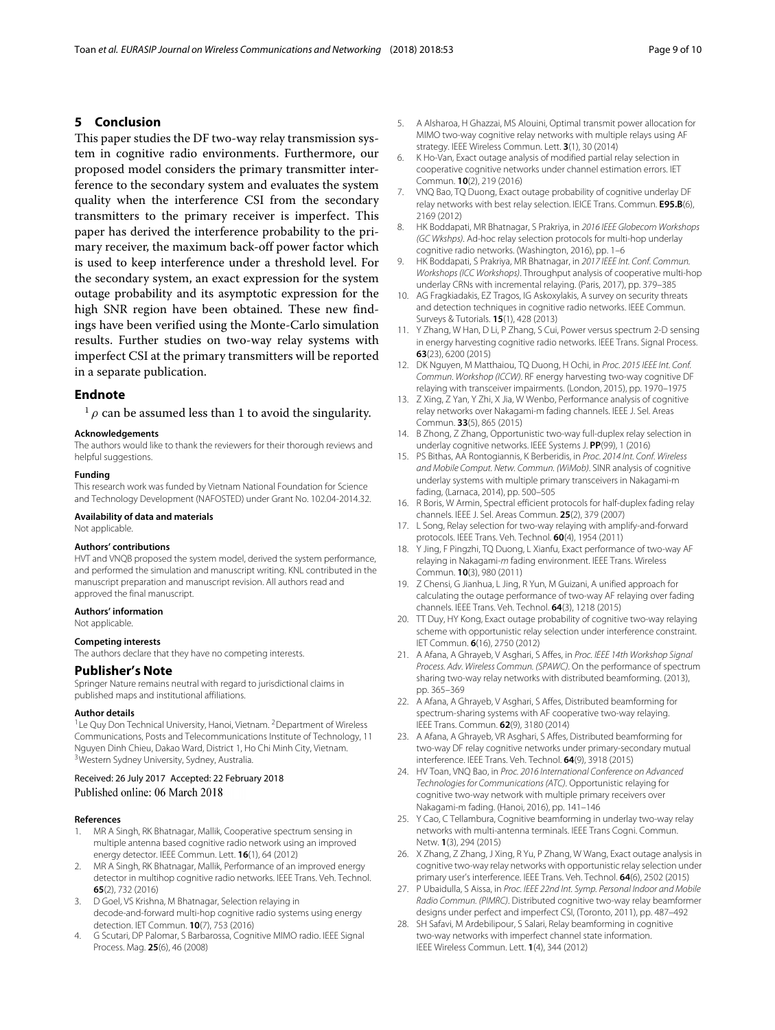## 5 Conclusion

This paper studies the DF two-way relay transmission system in cognitive radio environments. Furthermore, our proposed model considers the primary transmitter interference to the secondary system and evaluates the system quality when the interference CSI from the secondary transmitters to the primary receiver is imperfect. This paper has derived the interference probability to the primary receiver, the maximum back-off power factor which is used to keep interference under a threshold level. For the secondary system, an exact expression for the system outage probability and its asymptotic expression for the high SNR region have been obtained. These new findings have been verified using the Monte-Carlo simulation results. Further studies on two-way relay systems with imperfect CSI at the primary transmitters will be reported in a separate publication.

## Endnote

[1] $\rho$ can be assumed less than 1 to avoid the singularity.

#### Acknowledgements

The authors would like to thank the reviewers for their thorough reviews and helpful suggestions.

#### Funding

This research work was funded by Vietnam National Foundation for Science and Technology Development (NAFOSTED) under Grant No. 102.04-2014.32.

#### Availability of data and materials

Not applicable.

#### Authors' contributions

HVT and VNQB proposed the system model, derived the system performance, and performed the simulation and manuscript writing. KNL contributed in the manuscript preparation and manuscript revision. All authors read and approved the final manuscript.

#### Authors' information

Not applicable.

#### Competing interests

The authors declare that they have no competing interests.

## Publisher's Note

Springer Nature remains neutral with regard to jurisdictional claims in published maps and institutional affiliations.

#### Author details

[1]Le Quy Don Technical University, Hanoi, Vietnam. [2]Department of Wireless Communications, Posts and Telecommunications Institute of Technology, 11 Nguyen Dinh Chieu, Dakao Ward, District 1, Ho Chi Minh City, Vietnam. [3]Western Sydney University, Sydney, Australia.

Received: 26 July 2017 Accepted: 22 February 2018
Published online: 06 March 2018

#### References

1. MR A Singh, RK Bhatnagar, Mallik, Cooperative spectrum sensing in multiple antenna based cognitive radio network using an improved energy detector. IEEE Commun. Lett. **16**(1), 64 (2012)
2. MR A Singh, RK Bhatnagar, Mallik, Performance of an improved energy detector in multihop cognitive radio networks. IEEE Trans. Veh. Technol. **65**(2), 732 (2016)
3. D Goel, VS Krishna, M Bhatnagar, Selection relaying in decode-and-forward multi-hop cognitive radio systems using energy detection. IET Commun. **10**(7), 753 (2016)
4. G Scutari, DP Palomar, S Barbarossa, Cognitive MIMO radio. IEEE Signal Process. Mag. **25**(6), 46 (2008)
5. A Alsharoa, H Ghazzai, MS Alouini, Optimal transmit power allocation for MIMO two-way cognitive relay networks with multiple relays using AF strategy. IEEE Wireless Commun. Lett. **3**(1), 30 (2014)
6. K Ho-Van, Exact outage analysis of modified partial relay selection in cooperative cognitive networks under channel estimation errors. IET Commun. **10**(2), 219 (2016)
7. VNQ Bao, TQ Duong, Exact outage probability of cognitive underlay DF relay networks with best relay selection. IEICE Trans. Commun. **E95.B**(6), 2169 (2012)
8. HK Boddapati, MR Bhatnagar, S Prakriya, in *2016 IEEE Globecom Workshops (GC Wkshps)*. Ad-hoc relay selection protocols for multi-hop underlay cognitive radio networks. (Washington, 2016), pp. 1–6
9. HK Boddapati, S Prakriya, MR Bhatnagar, in *2017 IEEE Int. Conf. Commun. Workshops (ICC Workshops)*. Throughput analysis of cooperative multi-hop underlay CRNs with incremental relaying. (Paris, 2017), pp. 379–385
10. AG Fragkiadakis, EZ Tragos, IG Askoxylakis, A survey on security threats and detection techniques in cognitive radio networks. IEEE Commun. Surveys & Tutorials. **15**(1), 428 (2013)
11. Y Zhang, W Han, D Li, P Zhang, S Cui, Power versus spectrum 2-D sensing in energy harvesting cognitive radio networks. IEEE Trans. Signal Process. **63**(23), 6200 (2015)
12. DK Nguyen, M Matthaiou, TQ Duong, H Ochi, in *Proc. 2015 IEEE Int. Conf. Commun. Workshop (ICCW)*. RF energy harvesting two-way cognitive DF relaying with transceiver impairments. (London, 2015), pp. 1970–1975
13. Z Xing, Z Yan, Y Zhi, X Jia, W Wenbo, Performance analysis of cognitive relay networks over Nakagami-m fading channels. IEEE J. Sel. Areas Commun. **33**(5), 865 (2015)
14. B Zhong, Z Zhang, Opportunistic two-way full-duplex relay selection in underlay cognitive networks. IEEE Systems J. **PP**(99), 1 (2016)
15. PS Bithas, AA Rontogiannis, K Berberidis, in *Proc. 2014 Int. Conf. Wireless and Mobile Comput. Netw. Commun. (WiMob)*. SINR analysis of cognitive underlay systems with multiple primary transceivers in Nakagami-m fading, (Larnaca, 2014), pp. 500–505
16. R Boris, W Armin, Spectral efficient protocols for half-duplex fading relay channels. IEEE J. Sel. Areas Commun. **25**(2), 379 (2007)
17. L Song, Relay selection for two-way relaying with amplify-and-forward protocols. IEEE Trans. Veh. Technol. **60**(4), 1954 (2011)
18. Y Jing, F Pingzhi, TQ Duong, L Xianfu, Exact performance of two-way AF relaying in Nakagami-*m* fading environment. IEEE Trans. Wireless Commun. **10**(3), 980 (2011)
19. Z Chensi, G Jianhua, L Jing, R Yun, M Guizani, A unified approach for calculating the outage performance of two-way AF relaying over fading channels. IEEE Trans. Veh. Technol. **64**(3), 1218 (2015)
20. TT Duy, HY Kong, Exact outage probability of cognitive two-way relaying scheme with opportunistic relay selection under interference constraint. IET Commun. **6**(16), 2750 (2012)
21. A Afana, A Ghrayeb, V Asghari, S Affes, in *Proc. IEEE 14th Workshop Signal Process. Adv. Wireless Commun. (SPAWC)*. On the performance of spectrum sharing two-way relay networks with distributed beamforming. (2013), pp. 365–369
22. A Afana, A Ghrayeb, V Asghari, S Affes, Distributed beamforming for spectrum-sharing systems with AF cooperative two-way relaying. IEEE Trans. Commun. **62**(9), 3180 (2014)
23. A Afana, A Ghrayeb, VR Asghari, S Affes, Distributed beamforming for two-way DF relay cognitive networks under primary-secondary mutual interference. IEEE Trans. Veh. Technol. **64**(9), 3918 (2015)
24. HV Toan, VNQ Bao, in *Proc. 2016 International Conference on Advanced Technologies for Communications (ATC)*. Opportunistic relaying for cognitive two-way network with multiple primary receivers over Nakagami-m fading. (Hanoi, 2016), pp. 141–146
25. Y Cao, C Tellambura, Cognitive beamforming in underlay two-way relay networks with multi-antenna terminals. IEEE Trans Cogni. Commun. Netw. **1**(3), 294 (2015)
26. X Zhang, Z Zhang, J Xing, R Yu, P Zhang, W Wang, Exact outage analysis in cognitive two-way relay networks with opportunistic relay selection under primary user's interference. IEEE Trans. Veh. Technol. **64**(6), 2502 (2015)
27. P Ubaidulla, S Aissa, in *Proc. IEEE 22nd Int. Symp. Personal Indoor and Mobile Radio Commun. (PIMRC)*. Distributed cognitive two-way relay beamformer designs under perfect and imperfect CSI, (Toronto, 2011), pp. 487–492
28. SH Safavi, M Ardebilipour, S Salari, Relay beamforming in cognitive two-way networks with imperfect channel state information. IEEE Wireless Commun. Lett. **1**(4), 344 (2012)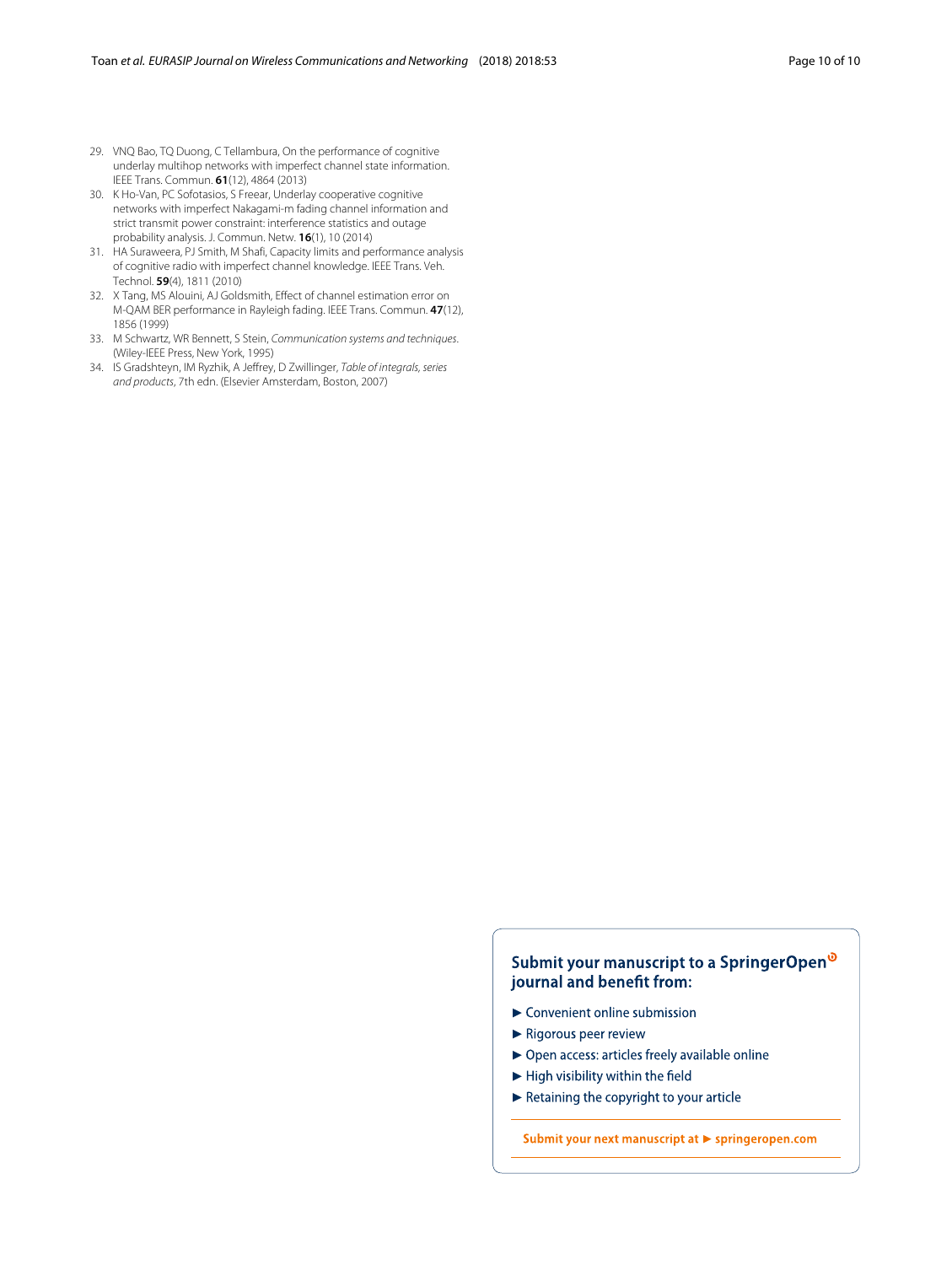29. VNQ Bao, TQ Duong, C Tellambura, On the performance of cognitive underlay multihop networks with imperfect channel state information. IEEE Trans. Commun. **61**(12), 4864 (2013)
30. K Ho-Van, PC Sofotasios, S Freear, Underlay cooperative cognitive networks with imperfect Nakagami-m fading channel information and strict transmit power constraint: interference statistics and outage probability analysis. J. Commun. Netw. **16**(1), 10 (2014)
31. HA Suraweera, PJ Smith, M Shafi, Capacity limits and performance analysis of cognitive radio with imperfect channel knowledge. IEEE Trans. Veh. Technol. **59**(4), 1811 (2010)
32. X Tang, MS Alouini, AJ Goldsmith, Effect of channel estimation error on M-QAM BER performance in Rayleigh fading. IEEE Trans. Commun. **47**(12), 1856 (1999)
33. M Schwartz, WR Bennett, S Stein, *Communication systems and techniques*. (Wiley-IEEE Press, New York, 1995)
34. IS Gradshteyn, IM Ryzhik, A Jeffrey, D Zwillinger, *Table of integrals, series and products*, 7th edn. (Elsevier Amsterdam, Boston, 2007)

**Submit your manuscript to a SpringerOpen journal and benefit from:**

- ► Convenient online submission
- ► Rigorous peer review
- ► Open access: articles freely available online
- ► High visibility within the field
- ► Retaining the copyright to your article

**Submit your next manuscript at ► springeropen.com**